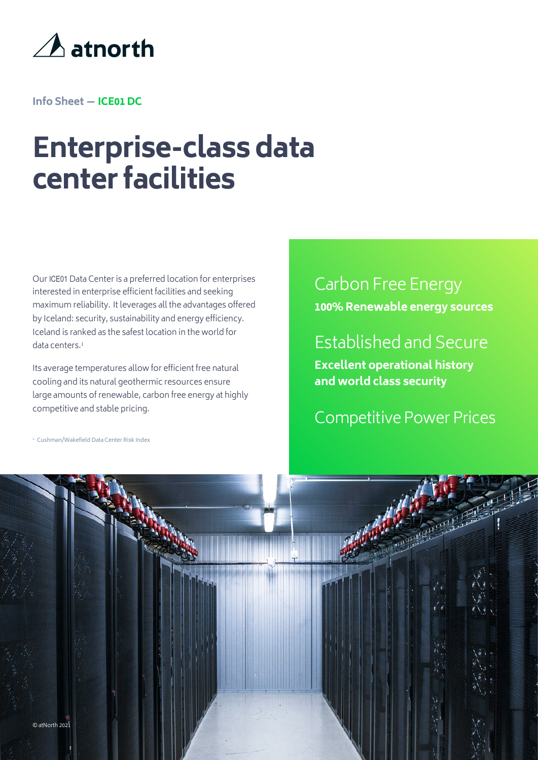atnorth

Info Sheet — **ICE01 DC**

# Enterprise-class data center facilities

Our ICE01 Data Center is a preferred location for enterprises interested in enterprise efficient facilities and seeking maximum reliability. It leverages all the advantages offered by Iceland: security, sustainability and energy efficiency. Iceland is ranked as the safest location in the world for data centers.[1]

Its average temperatures allow for efficient free natural cooling and its natural geothermic resources ensure large amounts of renewable, carbon free energy at highly competitive and stable pricing.

[1] Cushman/Wakefield Data Center Risk Index

## Carbon Free Energy

**100% Renewable energy sources**

## Established and Secure

**Excellent operational history and world class security**

## Competitive Power Prices

© atNorth 2021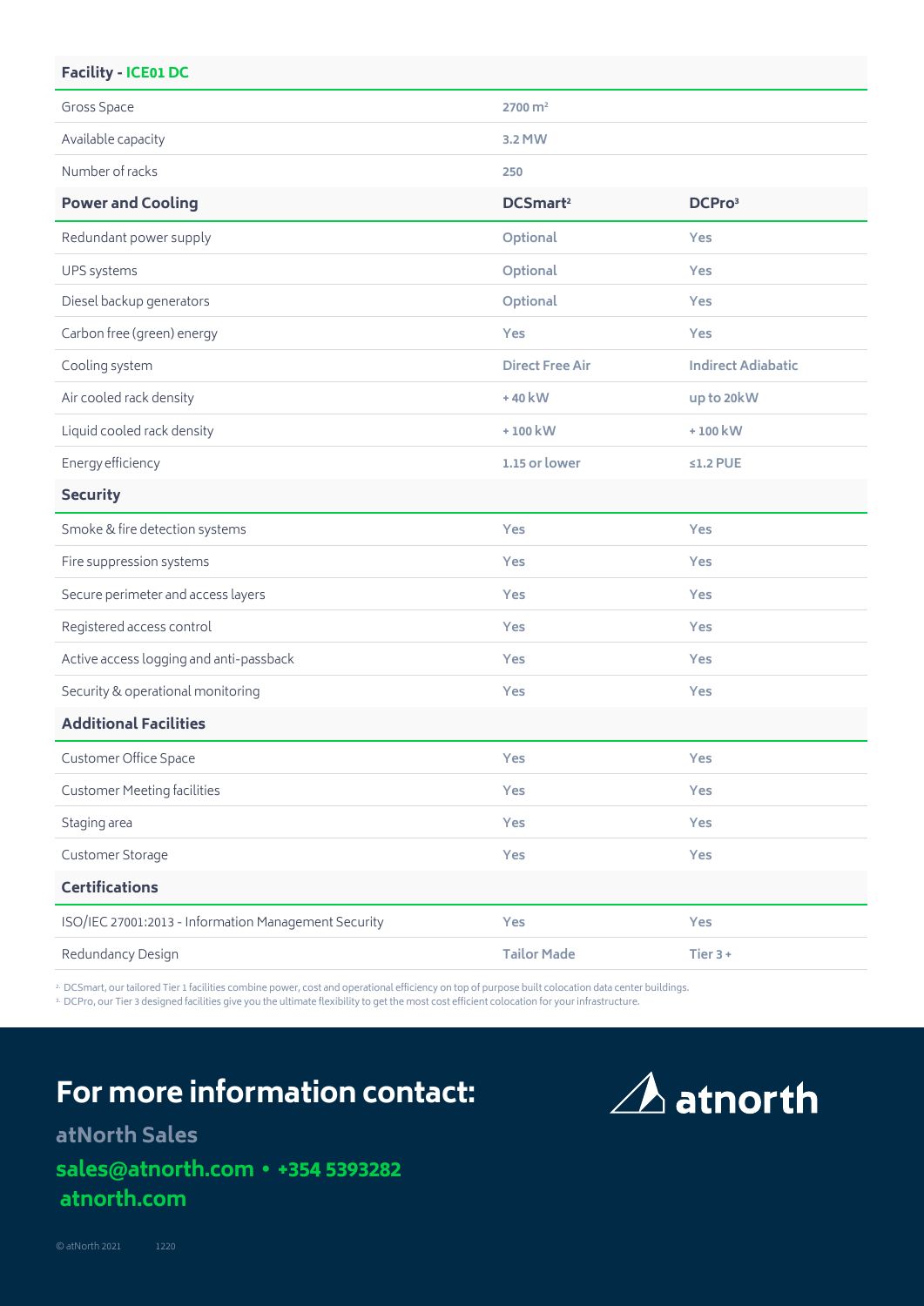| Facility - ICE01 DC | | |
|---|---|---|
| Gross Space | 2700 m² | |
| Available capacity | 3.2 MW | |
| Number of racks | 250 | |
| **Power and Cooling** | **DCSmart[2]** | **DCPro[3]** |
| Redundant power supply | Optional | Yes |
| UPS systems | Optional | Yes |
| Diesel backup generators | Optional | Yes |
| Carbon free (green) energy | Yes | Yes |
| Cooling system | Direct Free Air | Indirect Adiabatic |
| Air cooled rack density | + 40 kW | up to 20kW |
| Liquid cooled rack density | + 100 kW | + 100 kW |
| Energy efficiency | 1.15 or lower | ≤1.2 PUE |
| **Security** | | |
| Smoke & fire detection systems | Yes | Yes |
| Fire suppression systems | Yes | Yes |
| Secure perimeter and access layers | Yes | Yes |
| Registered access control | Yes | Yes |
| Active access logging and anti-passback | Yes | Yes |
| Security & operational monitoring | Yes | Yes |
| **Additional Facilities** | | |
| Customer Office Space | Yes | Yes |
| Customer Meeting facilities | Yes | Yes |
| Staging area | Yes | Yes |
| Customer Storage | Yes | Yes |
| **Certifications** | | |
| ISO/IEC 27001:2013 - Information Management Security | Yes | Yes |
| Redundancy Design | Tailor Made | Tier 3 + |

[2] DCSmart, our tailored Tier 1 facilities combine power, cost and operational efficiency on top of purpose built colocation data center buildings.
[3] DCPro, our Tier 3 designed facilities give you the ultimate flexibility to get the most cost efficient colocation for your infrastructure.

## For more information contact:

**atNorth Sales**

sales@atnorth.com • +354 5393282

atnorth.com

atnorth

© atNorth 2021 1220